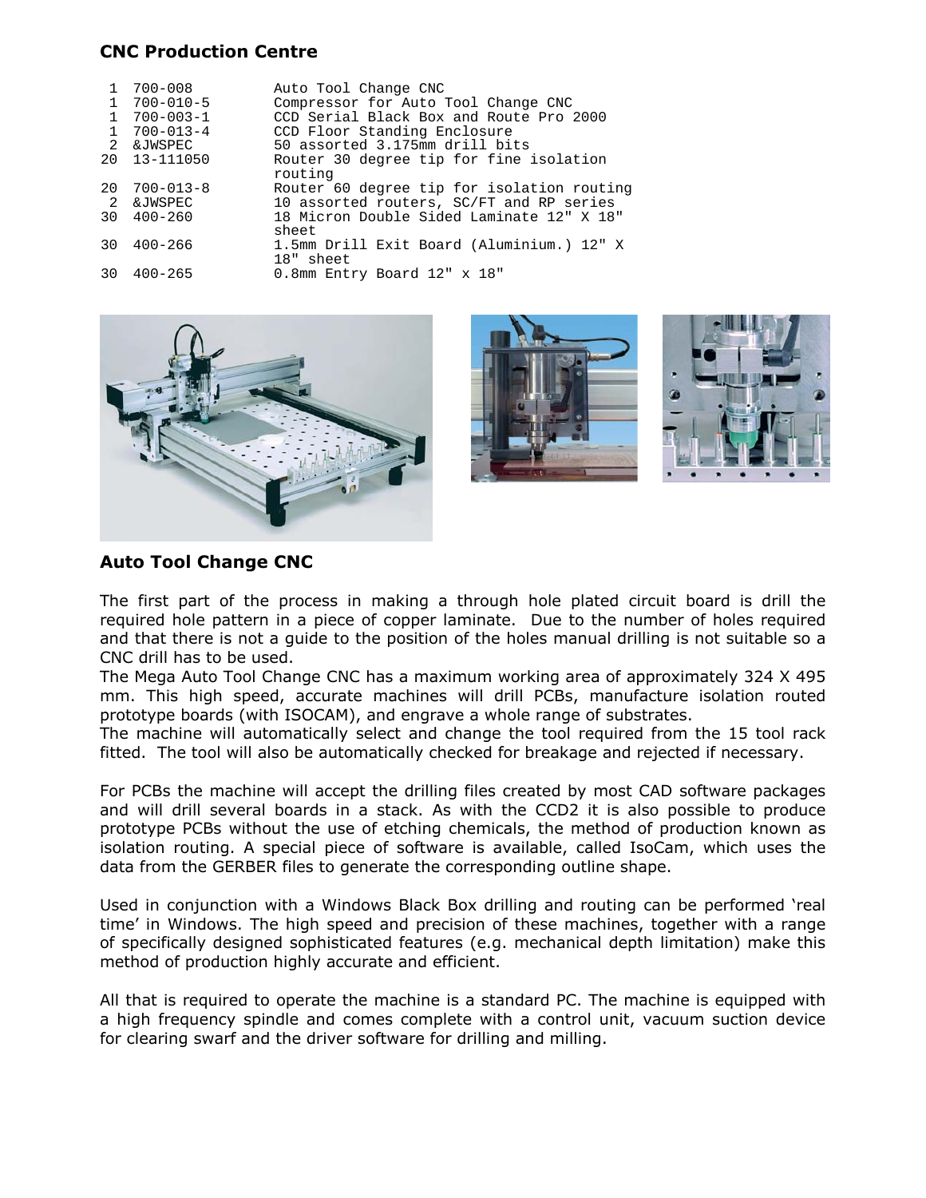## CNC Production Centre

| Qty | Part No. | Description |
|---|---|---|
| 1 | 700-008 | Auto Tool Change CNC |
| 1 | 700-010-5 | Compressor for Auto Tool Change CNC |
| 1 | 700-003-1 | CCD Serial Black Box and Route Pro 2000 |
| 1 | 700-013-4 | CCD Floor Standing Enclosure |
| 2 | &JWSPEC | 50 assorted 3.175mm drill bits |
| 20 | 13-111050 | Router 30 degree tip for fine isolation routing |
| 20 | 700-013-8 | Router 60 degree tip for isolation routing |
| 2 | &JWSPEC | 10 assorted routers, SC/FT and RP series |
| 30 | 400-260 | 18 Micron Double Sided Laminate 12" X 18" sheet |
| 30 | 400-266 | 1.5mm Drill Exit Board (Aluminium.) 12" X 18" sheet |
| 30 | 400-265 | 0.8mm Entry Board 12" x 18" |

## Auto Tool Change CNC

The first part of the process in making a through hole plated circuit board is drill the required hole pattern in a piece of copper laminate. Due to the number of holes required and that there is not a guide to the position of the holes manual drilling is not suitable so a CNC drill has to be used.

The Mega Auto Tool Change CNC has a maximum working area of approximately 324 X 495 mm. This high speed, accurate machines will drill PCBs, manufacture isolation routed prototype boards (with ISOCAM), and engrave a whole range of substrates.

The machine will automatically select and change the tool required from the 15 tool rack fitted. The tool will also be automatically checked for breakage and rejected if necessary.

For PCBs the machine will accept the drilling files created by most CAD software packages and will drill several boards in a stack. As with the CCD2 it is also possible to produce prototype PCBs without the use of etching chemicals, the method of production known as isolation routing. A special piece of software is available, called IsoCam, which uses the data from the GERBER files to generate the corresponding outline shape.

Used in conjunction with a Windows Black Box drilling and routing can be performed 'real time' in Windows. The high speed and precision of these machines, together with a range of specifically designed sophisticated features (e.g. mechanical depth limitation) make this method of production highly accurate and efficient.

All that is required to operate the machine is a standard PC. The machine is equipped with a high frequency spindle and comes complete with a control unit, vacuum suction device for clearing swarf and the driver software for drilling and milling.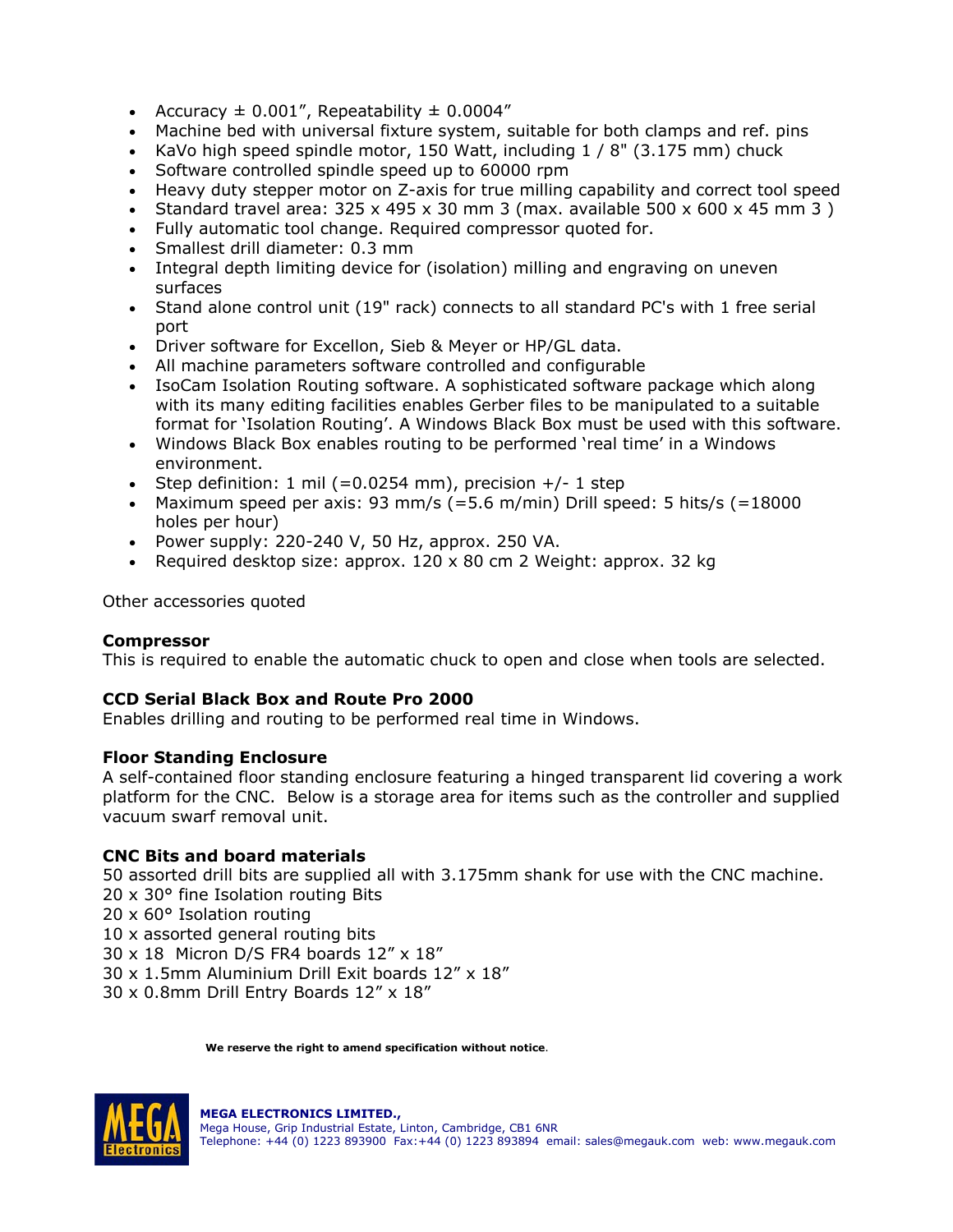- Accuracy ± 0.001", Repeatability ± 0.0004"
- Machine bed with universal fixture system, suitable for both clamps and ref. pins
- KaVo high speed spindle motor, 150 Watt, including 1 / 8" (3.175 mm) chuck
- Software controlled spindle speed up to 60000 rpm
- Heavy duty stepper motor on Z-axis for true milling capability and correct tool speed
- Standard travel area: 325 x 495 x 30 mm 3 (max. available 500 x 600 x 45 mm 3 )
- Fully automatic tool change. Required compressor quoted for.
- Smallest drill diameter: 0.3 mm
- Integral depth limiting device for (isolation) milling and engraving on uneven surfaces
- Stand alone control unit (19" rack) connects to all standard PC's with 1 free serial port
- Driver software for Excellon, Sieb & Meyer or HP/GL data.
- All machine parameters software controlled and configurable
- IsoCam Isolation Routing software. A sophisticated software package which along with its many editing facilities enables Gerber files to be manipulated to a suitable format for 'Isolation Routing'. A Windows Black Box must be used with this software.
- Windows Black Box enables routing to be performed 'real time' in a Windows environment.
- Step definition: 1 mil (=0.0254 mm), precision +/- 1 step
- Maximum speed per axis: 93 mm/s (=5.6 m/min) Drill speed: 5 hits/s (=18000 holes per hour)
- Power supply: 220-240 V, 50 Hz, approx. 250 VA.
- Required desktop size: approx. 120 x 80 cm 2 Weight: approx. 32 kg

Other accessories quoted

**Compressor**
This is required to enable the automatic chuck to open and close when tools are selected.

**CCD Serial Black Box and Route Pro 2000**
Enables drilling and routing to be performed real time in Windows.

**Floor Standing Enclosure**
A self-contained floor standing enclosure featuring a hinged transparent lid covering a work platform for the CNC. Below is a storage area for items such as the controller and supplied vacuum swarf removal unit.

**CNC Bits and board materials**
50 assorted drill bits are supplied all with 3.175mm shank for use with the CNC machine.
20 x 30° fine Isolation routing Bits
20 x 60° Isolation routing
10 x assorted general routing bits
30 x 18 Micron D/S FR4 boards 12" x 18"
30 x 1.5mm Aluminium Drill Exit boards 12" x 18"
30 x 0.8mm Drill Entry Boards 12" x 18"

**We reserve the right to amend specification without notice**.

**MEGA ELECTRONICS LIMITED.,**
Mega House, Grip Industrial Estate, Linton, Cambridge, CB1 6NR
Telephone: +44 (0) 1223 893900 Fax:+44 (0) 1223 893894 email: sales@megauk.com web: www.megauk.com